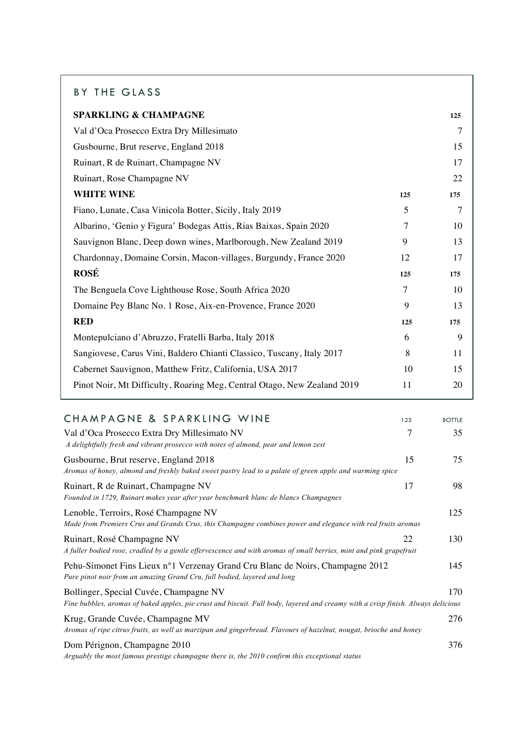## BY THE GLASS

| **SPARKLING & CHAMPAGNE** | | **125** |
|---|---|---|
| Val d'Oca Prosecco Extra Dry Millesimato | | 7 |
| Gusbourne, Brut reserve, England 2018 | | 15 |
| Ruinart, R de Ruinart, Champagne NV | | 17 |
| Ruinart, Rose Champagne NV | | 22 |
| **WHITE WINE** | **125** | **175** |
| Fiano, Lunate, Casa Vinicola Botter, Sicily, Italy 2019 | 5 | 7 |
| Albarino, 'Genio y Figura' Bodegas Attis, Rias Baixas, Spain 2020 | 7 | 10 |
| Sauvignon Blanc, Deep down wines, Marlborough, New Zealand 2019 | 9 | 13 |
| Chardonnay, Domaine Corsin, Macon-villages, Burgundy, France 2020 | 12 | 17 |
| **ROSÉ** | **125** | **175** |
| The Benguela Cove Lighthouse Rose, South Africa 2020 | 7 | 10 |
| Domaine Pey Blanc No. 1 Rose, Aix-en-Provence, France 2020 | 9 | 13 |
| **RED** | **125** | **175** |
| Montepulciano d'Abruzzo, Fratelli Barba, Italy 2018 | 6 | 9 |
| Sangiovese, Carus Vini, Baldero Chianti Classico, Tuscany, Italy 2017 | 8 | 11 |
| Cabernet Sauvignon, Matthew Fritz, California, USA 2017 | 10 | 15 |
| Pinot Noir, Mt Difficulty, Roaring Meg, Central Otago, New Zealand 2019 | 11 | 20 |

## CHAMPAGNE & SPARKLING WINE

| | 125 | BOTTLE |
|---|---|---|
| Val d'Oca Prosecco Extra Dry Millesimato NV<br>*A delightfully fresh and vibrant prosecco with notes of almond, pear and lemon zest* | 7 | 35 |
| Gusbourne, Brut reserve, England 2018<br>*Aromas of honey, almond and freshly baked sweet pastry lead to a palate of green apple and warming spice* | 15 | 75 |
| Ruinart, R de Ruinart, Champagne NV<br>*Founded in 1729, Ruinart makes year after year benchmark blanc de blancs Champagnes* | 17 | 98 |
| Lenoble, Terroirs, Rosé Champagne NV<br>*Made from Premiers Crus and Grands Crus, this Champagne combines power and elegance with red fruits aromas* | | 125 |
| Ruinart, Rosé Champagne NV<br>*A fuller bodied rose, cradled by a gentle effervescence and with aromas of small berries, mint and pink grapefruit* | 22 | 130 |
| Pehu-Simonet Fins Lieux n°1 Verzenay Grand Cru Blanc de Noirs, Champagne 2012<br>*Pure pinot noir from an amazing Grand Cru, full bodied, layered and long* | | 145 |
| Bollinger, Special Cuvée, Champagne NV<br>*Fine bubbles, aromas of baked apples, pie crust and biscuit. Full body, layered and creamy with a crisp finish. Always delicious* | | 170 |
| Krug, Grande Cuvée, Champagne MV<br>*Aromas of ripe citrus fruits, as well as marzipan and gingerbread. Flavours of hazelnut, nougat, brioche and honey* | | 276 |
| Dom Pérignon, Champagne 2010<br>*Arguably the most famous prestige champagne there is, the 2010 confirm this exceptional status* | | 376 |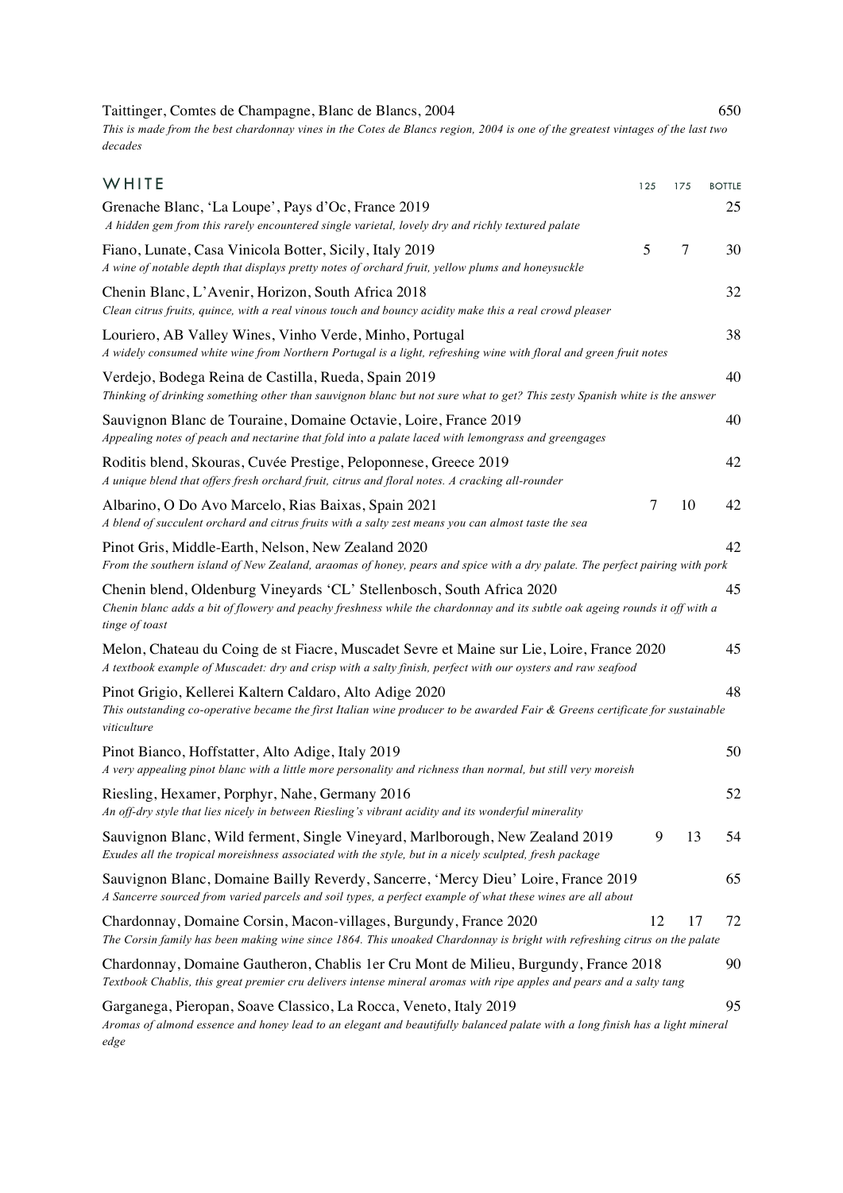Taittinger, Comtes de Champagne, Blanc de Blancs, 2004 — 650

*This is made from the best chardonnay vines in the Cotes de Blancs region, 2004 is one of the greatest vintages of the last two decades*

## WHITE

| Wine | 125 | 175 | BOTTLE |
|---|---|---|---|
| Grenache Blanc, 'La Loupe', Pays d'Oc, France 2019<br>*A hidden gem from this rarely encountered single varietal, lovely dry and richly textured palate* | | | 25 |
| Fiano, Lunate, Casa Vinicola Botter, Sicily, Italy 2019<br>*A wine of notable depth that displays pretty notes of orchard fruit, yellow plums and honeysuckle* | 5 | 7 | 30 |
| Chenin Blanc, L'Avenir, Horizon, South Africa 2018<br>*Clean citrus fruits, quince, with a real vinous touch and bouncy acidity make this a real crowd pleaser* | | | 32 |
| Louriero, AB Valley Wines, Vinho Verde, Minho, Portugal<br>*A widely consumed white wine from Northern Portugal is a light, refreshing wine with floral and green fruit notes* | | | 38 |
| Verdejo, Bodega Reina de Castilla, Rueda, Spain 2019<br>*Thinking of drinking something other than sauvignon blanc but not sure what to get? This zesty Spanish white is the answer* | | | 40 |
| Sauvignon Blanc de Touraine, Domaine Octavie, Loire, France 2019<br>*Appealing notes of peach and nectarine that fold into a palate laced with lemongrass and greengages* | | | 40 |
| Roditis blend, Skouras, Cuvée Prestige, Peloponnese, Greece 2019<br>*A unique blend that offers fresh orchard fruit, citrus and floral notes. A cracking all-rounder* | | | 42 |
| Albarino, O Do Avo Marcelo, Rias Baixas, Spain 2021<br>*A blend of succulent orchard and citrus fruits with a salty zest means you can almost taste the sea* | 7 | 10 | 42 |
| Pinot Gris, Middle-Earth, Nelson, New Zealand 2020<br>*From the southern island of New Zealand, araomas of honey, pears and spice with a dry palate. The perfect pairing with pork* | | | 42 |
| Chenin blend, Oldenburg Vineyards 'CL' Stellenbosch, South Africa 2020<br>*Chenin blanc adds a bit of flowery and peachy freshness while the chardonnay and its subtle oak ageing rounds it off with a tinge of toast* | | | 45 |
| Melon, Chateau du Coing de st Fiacre, Muscadet Sevre et Maine sur Lie, Loire, France 2020<br>*A textbook example of Muscadet: dry and crisp with a salty finish, perfect with our oysters and raw seafood* | | | 45 |
| Pinot Grigio, Kellerei Kaltern Caldaro, Alto Adige 2020<br>*This outstanding co-operative became the first Italian wine producer to be awarded Fair & Greens certificate for sustainable viticulture* | | | 48 |
| Pinot Bianco, Hoffstatter, Alto Adige, Italy 2019<br>*A very appealing pinot blanc with a little more personality and richness than normal, but still very moreish* | | | 50 |
| Riesling, Hexamer, Porphyr, Nahe, Germany 2016<br>*An off-dry style that lies nicely in between Riesling's vibrant acidity and its wonderful minerality* | | | 52 |
| Sauvignon Blanc, Wild ferment, Single Vineyard, Marlborough, New Zealand 2019<br>*Exudes all the tropical moreishness associated with the style, but in a nicely sculpted, fresh package* | 9 | 13 | 54 |
| Sauvignon Blanc, Domaine Bailly Reverdy, Sancerre, 'Mercy Dieu' Loire, France 2019<br>*A Sancerre sourced from varied parcels and soil types, a perfect example of what these wines are all about* | | | 65 |
| Chardonnay, Domaine Corsin, Macon-villages, Burgundy, France 2020<br>*The Corsin family has been making wine since 1864. This unoaked Chardonnay is bright with refreshing citrus on the palate* | 12 | 17 | 72 |
| Chardonnay, Domaine Gautheron, Chablis 1er Cru Mont de Milieu, Burgundy, France 2018<br>*Textbook Chablis, this great premier cru delivers intense mineral aromas with ripe apples and pears and a salty tang* | | | 90 |
| Garganega, Pieropan, Soave Classico, La Rocca, Veneto, Italy 2019<br>*Aromas of almond essence and honey lead to an elegant and beautifully balanced palate with a long finish has a light mineral edge* | | | 95 |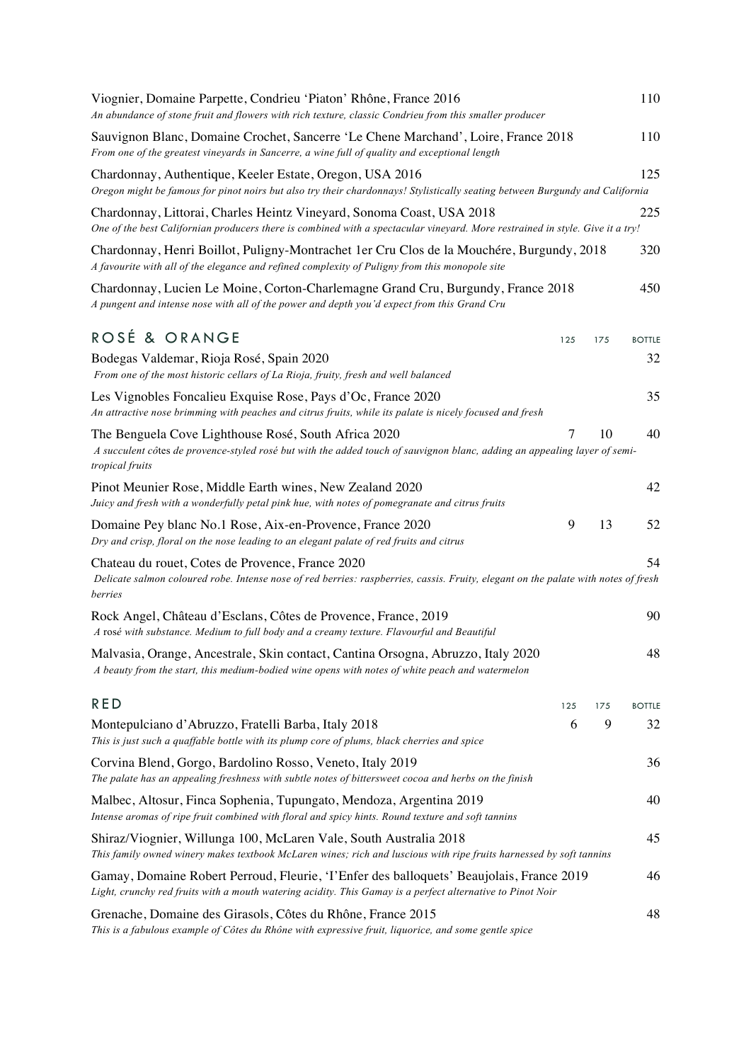| | | | |
|---|---|---|---|
| Viognier, Domaine Parpette, Condrieu 'Piaton' Rhône, France 2016<br>*An abundance of stone fruit and flowers with rich texture, classic Condrieu from this smaller producer* | | | 110 |
| Sauvignon Blanc, Domaine Crochet, Sancerre 'Le Chene Marchand', Loire, France 2018<br>*From one of the greatest vineyards in Sancerre, a wine full of quality and exceptional length* | | | 110 |
| Chardonnay, Authentique, Keeler Estate, Oregon, USA 2016<br>*Oregon might be famous for pinot noirs but also try their chardonnays! Stylistically seating between Burgundy and California* | | | 125 |
| Chardonnay, Littorai, Charles Heintz Vineyard, Sonoma Coast, USA 2018<br>*One of the best Californian producers there is combined with a spectacular vineyard. More restrained in style. Give it a try!* | | | 225 |
| Chardonnay, Henri Boillot, Puligny-Montrachet 1er Cru Clos de la Mouchére, Burgundy, 2018<br>*A favourite with all of the elegance and refined complexity of Puligny from this monopole site* | | | 320 |
| Chardonnay, Lucien Le Moine, Corton-Charlemagne Grand Cru, Burgundy, France 2018<br>*A pungent and intense nose with all of the power and depth you'd expect from this Grand Cru* | | | 450 |

## ROSÉ & ORANGE

| | 125 | 175 | BOTTLE |
|---|---|---|---|
| Bodegas Valdemar, Rioja Rosé, Spain 2020<br>*From one of the most historic cellars of La Rioja, fruity, fresh and well balanced* | | | 32 |
| Les Vignobles Foncalieu Exquise Rose, Pays d'Oc, France 2020<br>*An attractive nose brimming with peaches and citrus fruits, while its palate is nicely focused and fresh* | | | 35 |
| The Benguela Cove Lighthouse Rosé, South Africa 2020<br>*A succulent côtes de provence-styled rosé but with the added touch of sauvignon blanc, adding an appealing layer of semi-tropical fruits* | 7 | 10 | 40 |
| Pinot Meunier Rose, Middle Earth wines, New Zealand 2020<br>*Juicy and fresh with a wonderfully petal pink hue, with notes of pomegranate and citrus fruits* | | | 42 |
| Domaine Pey blanc No.1 Rose, Aix-en-Provence, France 2020<br>*Dry and crisp, floral on the nose leading to an elegant palate of red fruits and citrus* | 9 | 13 | 52 |
| Chateau du rouet, Cotes de Provence, France 2020<br>*Delicate salmon coloured robe. Intense nose of red berries: raspberries, cassis. Fruity, elegant on the palate with notes of fresh berries* | | | 54 |
| Rock Angel, Château d'Esclans, Côtes de Provence, France, 2019<br>*A rosé with substance. Medium to full body and a creamy texture. Flavourful and Beautiful* | | | 90 |
| Malvasia, Orange, Ancestrale, Skin contact, Cantina Orsogna, Abruzzo, Italy 2020<br>*A beauty from the start, this medium-bodied wine opens with notes of white peach and watermelon* | | | 48 |

## RED

| | 125 | 175 | BOTTLE |
|---|---|---|---|
| Montepulciano d'Abruzzo, Fratelli Barba, Italy 2018<br>*This is just such a quaffable bottle with its plump core of plums, black cherries and spice* | 6 | 9 | 32 |
| Corvina Blend, Gorgo, Bardolino Rosso, Veneto, Italy 2019<br>*The palate has an appealing freshness with subtle notes of bittersweet cocoa and herbs on the finish* | | | 36 |
| Malbec, Altosur, Finca Sophenia, Tupungato, Mendoza, Argentina 2019<br>*Intense aromas of ripe fruit combined with floral and spicy hints. Round texture and soft tannins* | | | 40 |
| Shiraz/Viognier, Willunga 100, McLaren Vale, South Australia 2018<br>*This family owned winery makes textbook McLaren wines; rich and luscious with ripe fruits harnessed by soft tannins* | | | 45 |
| Gamay, Domaine Robert Perroud, Fleurie, 'I'Enfer des balloquets' Beaujolais, France 2019<br>*Light, crunchy red fruits with a mouth watering acidity. This Gamay is a perfect alternative to Pinot Noir* | | | 46 |
| Grenache, Domaine des Girasols, Côtes du Rhône, France 2015<br>*This is a fabulous example of Côtes du Rhône with expressive fruit, liquorice, and some gentle spice* | | | 48 |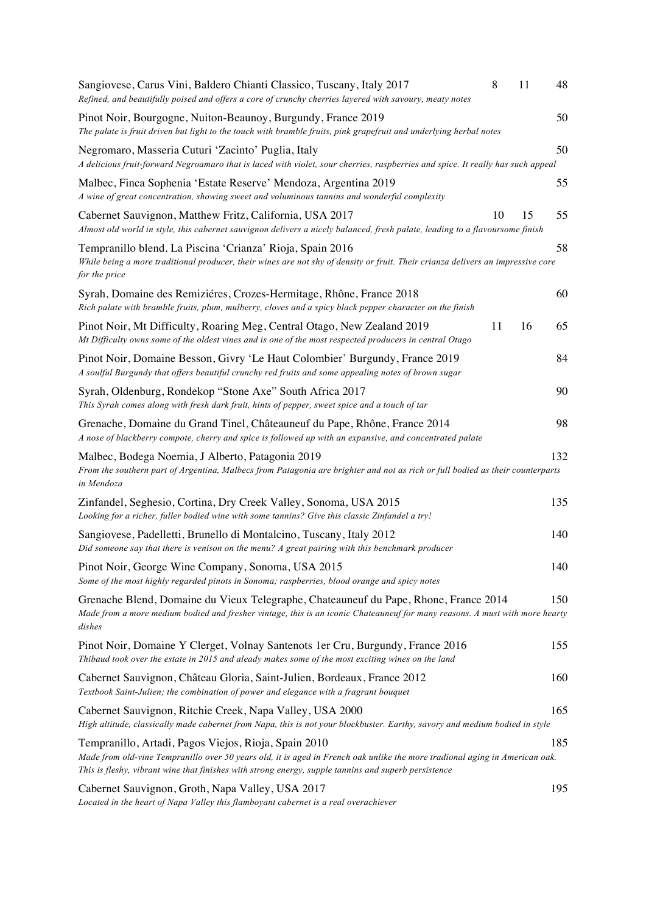Sangiovese, Carus Vini, Baldero Chianti Classico, Tuscany, Italy 2017 8 11 48
*Refined, and beautifully poised and offers a core of crunchy cherries layered with savoury, meaty notes*

Pinot Noir, Bourgogne, Nuiton-Beaunoy, Burgundy, France 2019 50
*The palate is fruit driven but light to the touch with bramble fruits, pink grapefruit and underlying herbal notes*

Negromaro, Masseria Cuturi 'Zacinto' Puglia, Italy 50
*A delicious fruit-forward Negroamaro that is laced with violet, sour cherries, raspberries and spice. It really has such appeal*

Malbec, Finca Sophenia 'Estate Reserve' Mendoza, Argentina 2019 55
*A wine of great concentration, showing sweet and voluminous tannins and wonderful complexity*

Cabernet Sauvignon, Matthew Fritz, California, USA 2017 10 15 55
*Almost old world in style, this cabernet sauvignon delivers a nicely balanced, fresh palate, leading to a flavoursome finish*

Tempranillo blend. La Piscina 'Crianza' Rioja, Spain 2016 58
*While being a more traditional producer, their wines are not shy of density or fruit. Their crianza delivers an impressive core for the price*

Syrah, Domaine des Remiziéres, Crozes-Hermitage, Rhône, France 2018 60
*Rich palate with bramble fruits, plum, mulberry, cloves and a spicy black pepper character on the finish*

Pinot Noir, Mt Difficulty, Roaring Meg, Central Otago, New Zealand 2019 11 16 65
*Mt Difficulty owns some of the oldest vines and is one of the most respected producers in central Otago*

Pinot Noir, Domaine Besson, Givry 'Le Haut Colombier' Burgundy, France 2019 84
*A soulful Burgundy that offers beautiful crunchy red fruits and some appealing notes of brown sugar*

Syrah, Oldenburg, Rondekop "Stone Axe" South Africa 2017 90
*This Syrah comes along with fresh dark fruit, hints of pepper, sweet spice and a touch of tar*

Grenache, Domaine du Grand Tinel, Châteauneuf du Pape, Rhône, France 2014 98
*A nose of blackberry compote, cherry and spice is followed up with an expansive, and concentrated palate*

Malbec, Bodega Noemia, J Alberto, Patagonia 2019 132
*From the southern part of Argentina, Malbecs from Patagonia are brighter and not as rich or full bodied as their counterparts in Mendoza*

Zinfandel, Seghesio, Cortina, Dry Creek Valley, Sonoma, USA 2015 135
*Looking for a richer, fuller bodied wine with some tannins? Give this classic Zinfandel a try!*

Sangiovese, Padelletti, Brunello di Montalcino, Tuscany, Italy 2012 140
*Did someone say that there is venison on the menu? A great pairing with this benchmark producer*

Pinot Noir, George Wine Company, Sonoma, USA 2015 140
*Some of the most highly regarded pinots in Sonoma; raspberries, blood orange and spicy notes*

Grenache Blend, Domaine du Vieux Telegraphe, Chateauneuf du Pape, Rhone, France 2014 150
*Made from a more medium bodied and fresher vintage, this is an iconic Chateauneuf for many reasons. A must with more hearty dishes*

Pinot Noir, Domaine Y Clerget, Volnay Santenots 1er Cru, Burgundy, France 2016 155
*Thibaud took over the estate in 2015 and aleady makes some of the most exciting wines on the land*

Cabernet Sauvignon, Château Gloria, Saint-Julien, Bordeaux, France 2012 160
*Textbook Saint-Julien; the combination of power and elegance with a fragrant bouquet*

Cabernet Sauvignon, Ritchie Creek, Napa Valley, USA 2000 165
*High altitude, classically made cabernet from Napa, this is not your blockbuster. Earthy, savory and medium bodied in style*

Tempranillo, Artadi, Pagos Viejos, Rioja, Spain 2010 185
*Made from old-vine Tempranillo over 50 years old, it is aged in French oak unlike the more tradional aging in American oak. This is fleshy, vibrant wine that finishes with strong energy, supple tannins and superb persistence*

Cabernet Sauvignon, Groth, Napa Valley, USA 2017 195
*Located in the heart of Napa Valley this flamboyant cabernet is a real overachiever*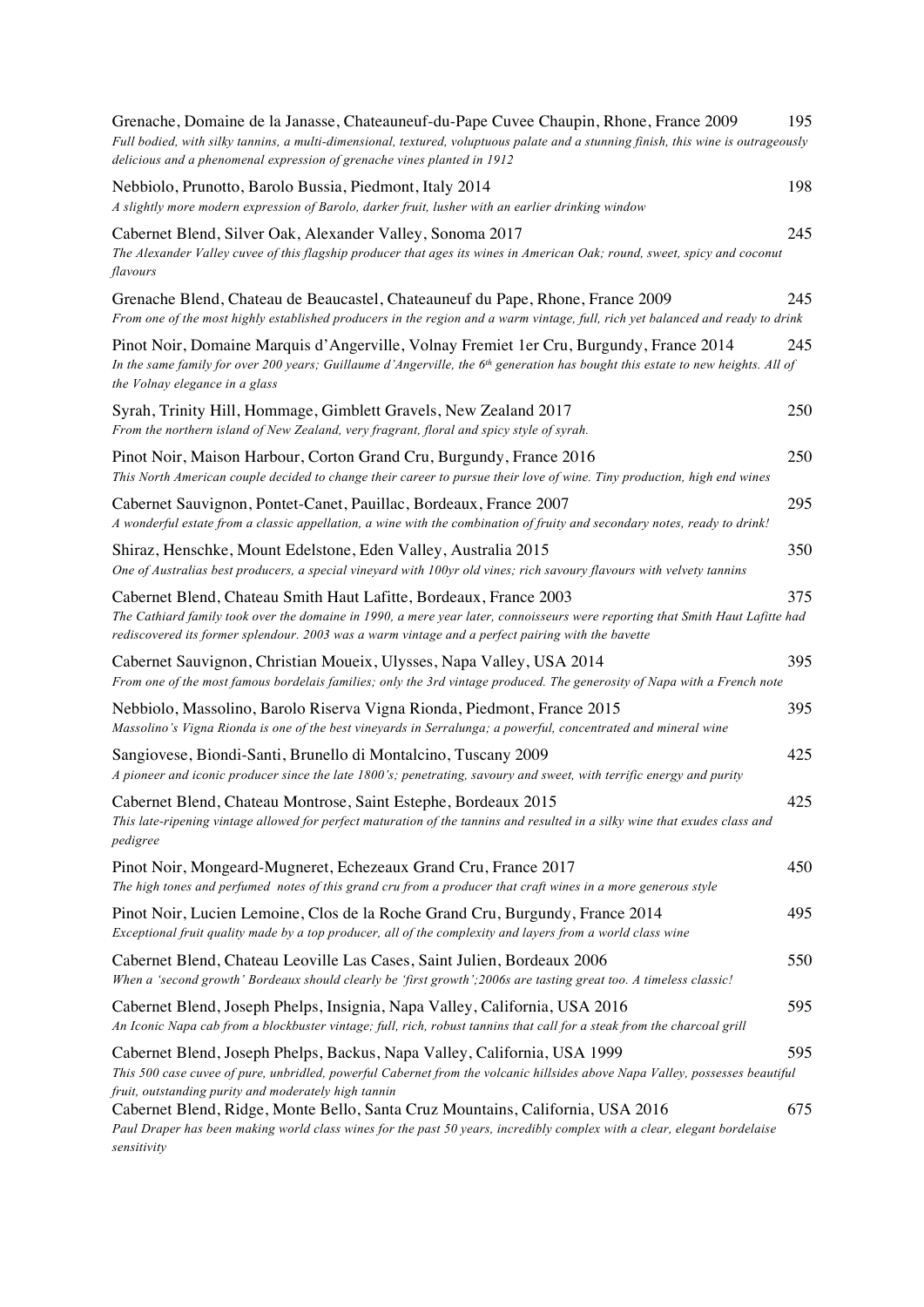Grenache, Domaine de la Janasse, Chateauneuf-du-Pape Cuvee Chaupin, Rhone, France 2009 — 195
*Full bodied, with silky tannins, a multi-dimensional, textured, voluptuous palate and a stunning finish, this wine is outrageously delicious and a phenomenal expression of grenache vines planted in 1912*

Nebbiolo, Prunotto, Barolo Bussia, Piedmont, Italy 2014 — 198
*A slightly more modern expression of Barolo, darker fruit, lusher with an earlier drinking window*

Cabernet Blend, Silver Oak, Alexander Valley, Sonoma 2017 — 245
*The Alexander Valley cuvee of this flagship producer that ages its wines in American Oak; round, sweet, spicy and coconut flavours*

Grenache Blend, Chateau de Beaucastel, Chateauneuf du Pape, Rhone, France 2009 — 245
*From one of the most highly established producers in the region and a warm vintage, full, rich yet balanced and ready to drink*

Pinot Noir, Domaine Marquis d'Angerville, Volnay Fremiet 1er Cru, Burgundy, France 2014 — 245
*In the same family for over 200 years; Guillaume d'Angerville, the 6th generation has bought this estate to new heights. All of the Volnay elegance in a glass*

Syrah, Trinity Hill, Hommage, Gimblett Gravels, New Zealand 2017 — 250
*From the northern island of New Zealand, very fragrant, floral and spicy style of syrah.*

Pinot Noir, Maison Harbour, Corton Grand Cru, Burgundy, France 2016 — 250
*This North American couple decided to change their career to pursue their love of wine. Tiny production, high end wines*

Cabernet Sauvignon, Pontet-Canet, Pauillac, Bordeaux, France 2007 — 295
*A wonderful estate from a classic appellation, a wine with the combination of fruity and secondary notes, ready to drink!*

Shiraz, Henschke, Mount Edelstone, Eden Valley, Australia 2015 — 350
*One of Australias best producers, a special vineyard with 100yr old vines; rich savoury flavours with velvety tannins*

Cabernet Blend, Chateau Smith Haut Lafitte, Bordeaux, France 2003 — 375
*The Cathiard family took over the domaine in 1990, a mere year later, connoisseurs were reporting that Smith Haut Lafitte had rediscovered its former splendour. 2003 was a warm vintage and a perfect pairing with the bavette*

Cabernet Sauvignon, Christian Moueix, Ulysses, Napa Valley, USA 2014 — 395
*From one of the most famous bordelais families; only the 3rd vintage produced. The generosity of Napa with a French note*

Nebbiolo, Massolino, Barolo Riserva Vigna Rionda, Piedmont, France 2015 — 395
*Massolino's Vigna Rionda is one of the best vineyards in Serralunga; a powerful, concentrated and mineral wine*

Sangiovese, Biondi-Santi, Brunello di Montalcino, Tuscany 2009 — 425
*A pioneer and iconic producer since the late 1800's; penetrating, savoury and sweet, with terrific energy and purity*

Cabernet Blend, Chateau Montrose, Saint Estephe, Bordeaux 2015 — 425
*This late-ripening vintage allowed for perfect maturation of the tannins and resulted in a silky wine that exudes class and pedigree*

Pinot Noir, Mongeard-Mugneret, Echezeaux Grand Cru, France 2017 — 450
*The high tones and perfumed notes of this grand cru from a producer that craft wines in a more generous style*

Pinot Noir, Lucien Lemoine, Clos de la Roche Grand Cru, Burgundy, France 2014 — 495
*Exceptional fruit quality made by a top producer, all of the complexity and layers from a world class wine*

Cabernet Blend, Chateau Leoville Las Cases, Saint Julien, Bordeaux 2006 — 550
*When a 'second growth' Bordeaux should clearly be 'first growth';2006s are tasting great too. A timeless classic!*

Cabernet Blend, Joseph Phelps, Insignia, Napa Valley, California, USA 2016 — 595
*An Iconic Napa cab from a blockbuster vintage; full, rich, robust tannins that call for a steak from the charcoal grill*

Cabernet Blend, Joseph Phelps, Backus, Napa Valley, California, USA 1999 — 595
*This 500 case cuvee of pure, unbridled, powerful Cabernet from the volcanic hillsides above Napa Valley, possesses beautiful fruit, outstanding purity and moderately high tannin*

Cabernet Blend, Ridge, Monte Bello, Santa Cruz Mountains, California, USA 2016 — 675
*Paul Draper has been making world class wines for the past 50 years, incredibly complex with a clear, elegant bordelaise sensitivity*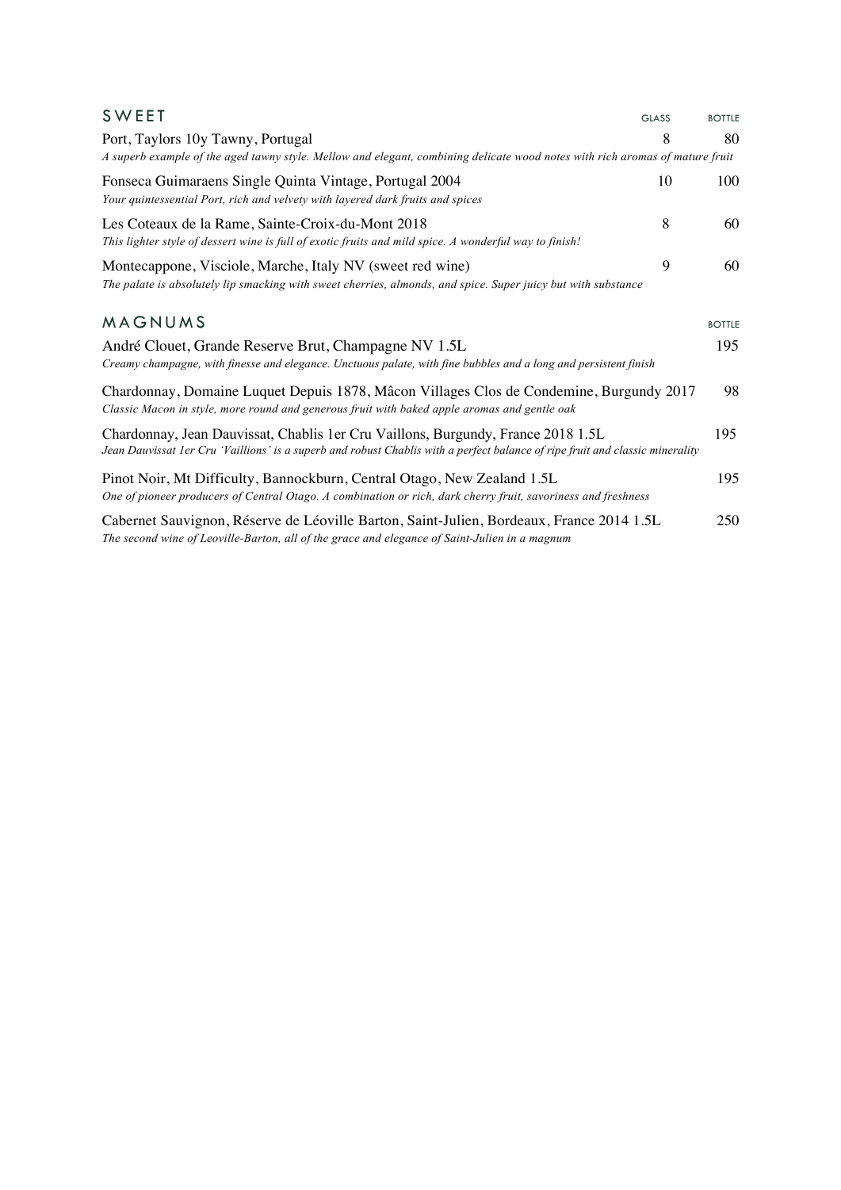## SWEET

| | GLASS | BOTTLE |
|---|---|---|
| Port, Taylors 10y Tawny, Portugal<br>*A superb example of the aged tawny style. Mellow and elegant, combining delicate wood notes with rich aromas of mature fruit* | 8 | 80 |
| Fonseca Guimaraens Single Quinta Vintage, Portugal 2004<br>*Your quintessential Port, rich and velvety with layered dark fruits and spices* | 10 | 100 |
| Les Coteaux de la Rame, Sainte-Croix-du-Mont 2018<br>*This lighter style of dessert wine is full of exotic fruits and mild spice. A wonderful way to finish!* | 8 | 60 |
| Montecappone, Visciole, Marche, Italy NV (sweet red wine)<br>*The palate is absolutely lip smacking with sweet cherries, almonds, and spice. Super juicy but with substance* | 9 | 60 |

## MAGNUMS

| | BOTTLE |
|---|---|
| André Clouet, Grande Reserve Brut, Champagne NV 1.5L<br>*Creamy champagne, with finesse and elegance. Unctuous palate, with fine bubbles and a long and persistent finish* | 195 |
| Chardonnay, Domaine Luquet Depuis 1878, Mâcon Villages Clos de Condemine, Burgundy 2017<br>*Classic Macon in style, more round and generous fruit with baked apple aromas and gentle oak* | 98 |
| Chardonnay, Jean Dauvissat, Chablis 1er Cru Vaillons, Burgundy, France 2018 1.5L<br>*Jean Dauvissat 1er Cru 'Vaillions' is a superb and robust Chablis with a perfect balance of ripe fruit and classic minerality* | 195 |
| Pinot Noir, Mt Difficulty, Bannockburn, Central Otago, New Zealand 1.5L<br>*One of pioneer producers of Central Otago. A combination or rich, dark cherry fruit, savoriness and freshness* | 195 |
| Cabernet Sauvignon, Réserve de Léoville Barton, Saint-Julien, Bordeaux, France 2014 1.5L<br>*The second wine of Leoville-Barton, all of the grace and elegance of Saint-Julien in a magnum* | 250 |